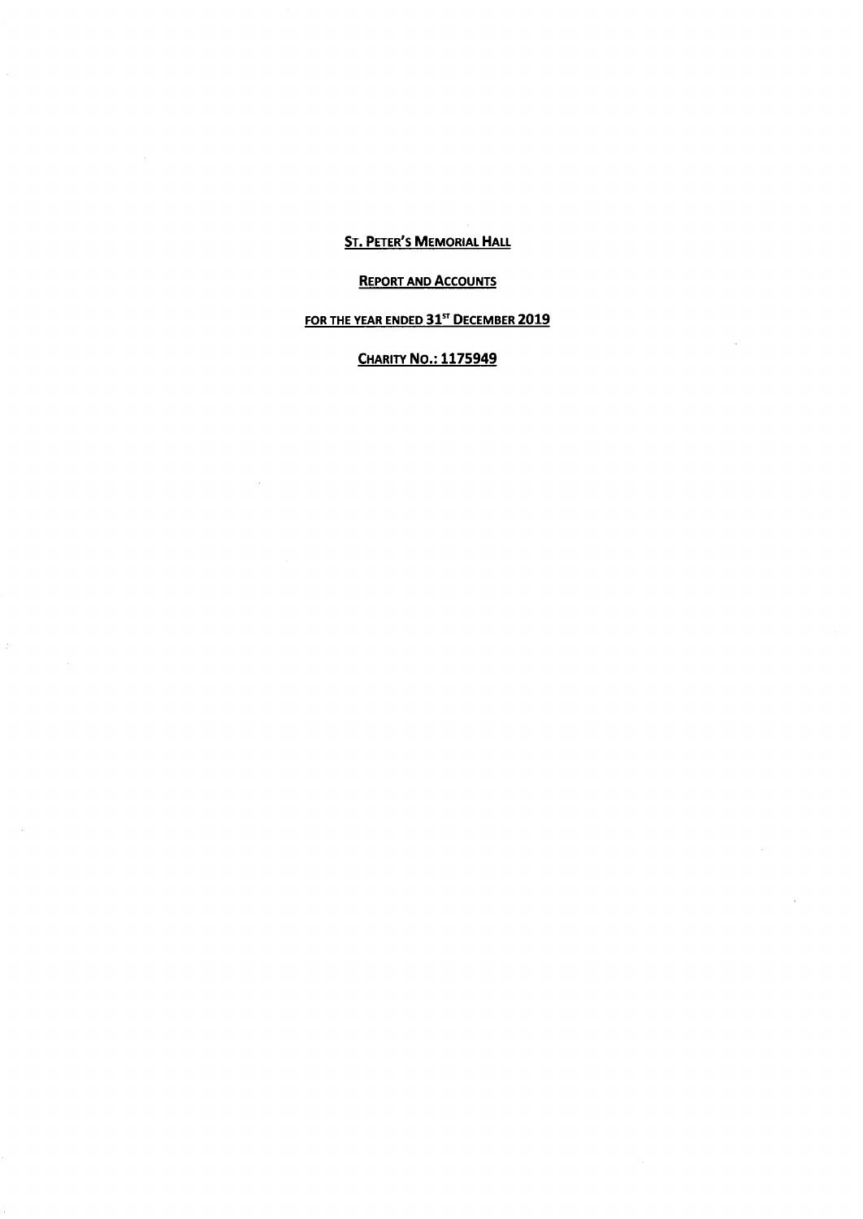# St. Peter's Memorial Hall

## Report and Accounts

## for the year ended 31st December 2019

## Charity No.: 1175949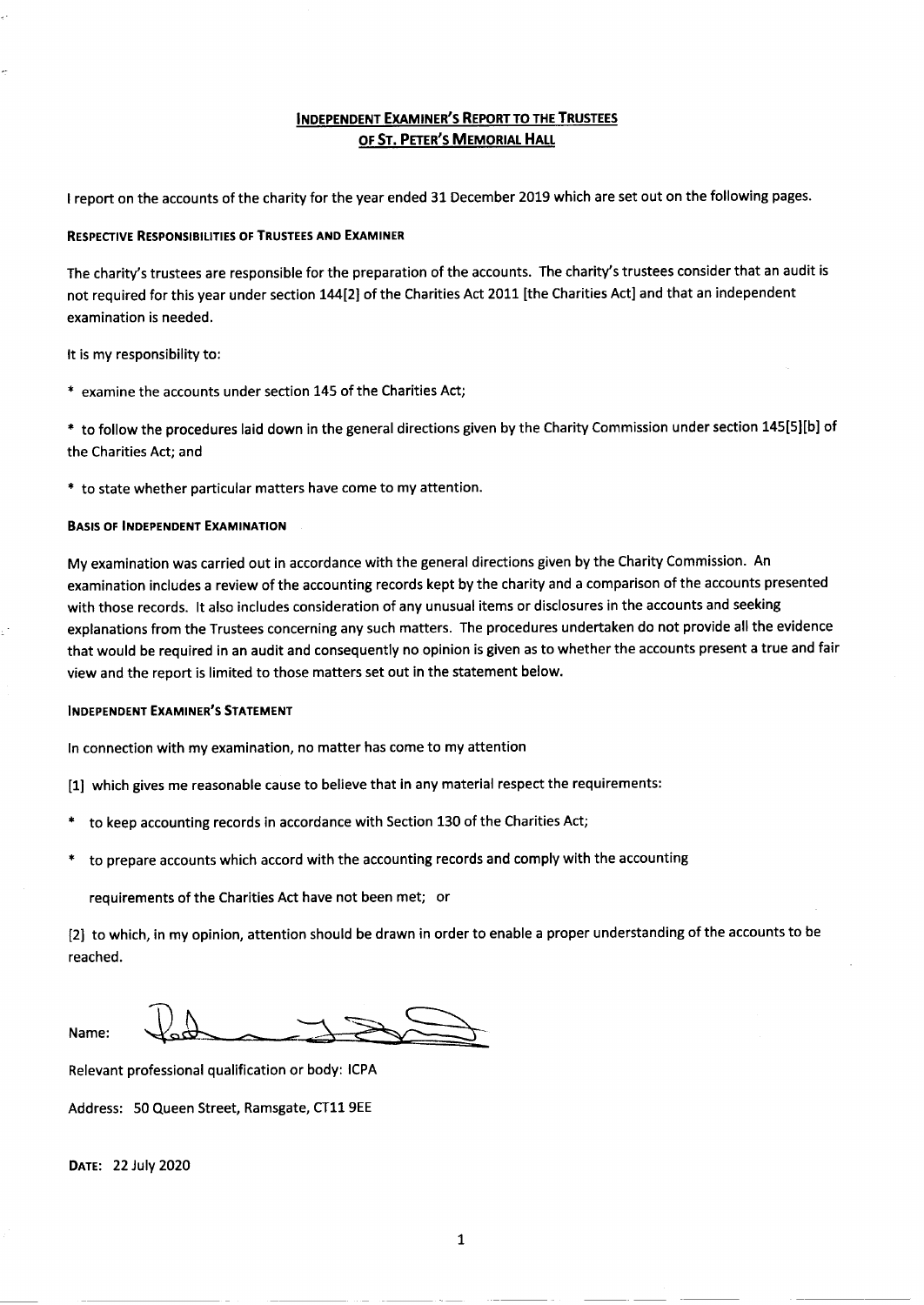## INDEPENDENT EXAMINER'S REPORT TO THE TRUSTEES OF ST. PETER'S MEMORIAL HALL

I report on the accounts of the charity for the year ended 31 December 2019 which are set out on the following pages.

### RESPECTIVE RESPONSIBILITIES OF TRUSTEES AND EXAMINER

The charity's trustees are responsible for the preparation of the accounts. The charity's trustees consider that an audit is not required for this year under section 144[2] of the Charities Act 2011 [the Charities Act] and that an independent examination is needed.

It is my responsibility to:

* examine the accounts under section 145 of the Charities Act;
* to follow the procedures laid down in the general directions given by the Charity Commission under section 145[5][b] of the Charities Act; and
* to state whether particular matters have come to my attention.

### BASIS OF INDEPENDENT EXAMINATION

My examination was carried out in accordance with the general directions given by the Charity Commission. An examination includes a review of the accounting records kept by the charity and a comparison of the accounts presented with those records. It also includes consideration of any unusual items or disclosures in the accounts and seeking explanations from the Trustees concerning any such matters. The procedures undertaken do not provide all the evidence that would be required in an audit and consequently no opinion is given as to whether the accounts present a true and fair view and the report is limited to those matters set out in the statement below.

### INDEPENDENT EXAMINER'S STATEMENT

In connection with my examination, no matter has come to my attention

[1] which gives me reasonable cause to believe that in any material respect the requirements:

* to keep accounting records in accordance with Section 130 of the Charities Act;
* to prepare accounts which accord with the accounting records and comply with the accounting requirements of the Charities Act have not been met; or

[2] to which, in my opinion, attention should be drawn in order to enable a proper understanding of the accounts to be reached.

Name:

Relevant professional qualification or body: ICPA

Address: 50 Queen Street, Ramsgate, CT11 9EE

**DATE:** 22 July 2020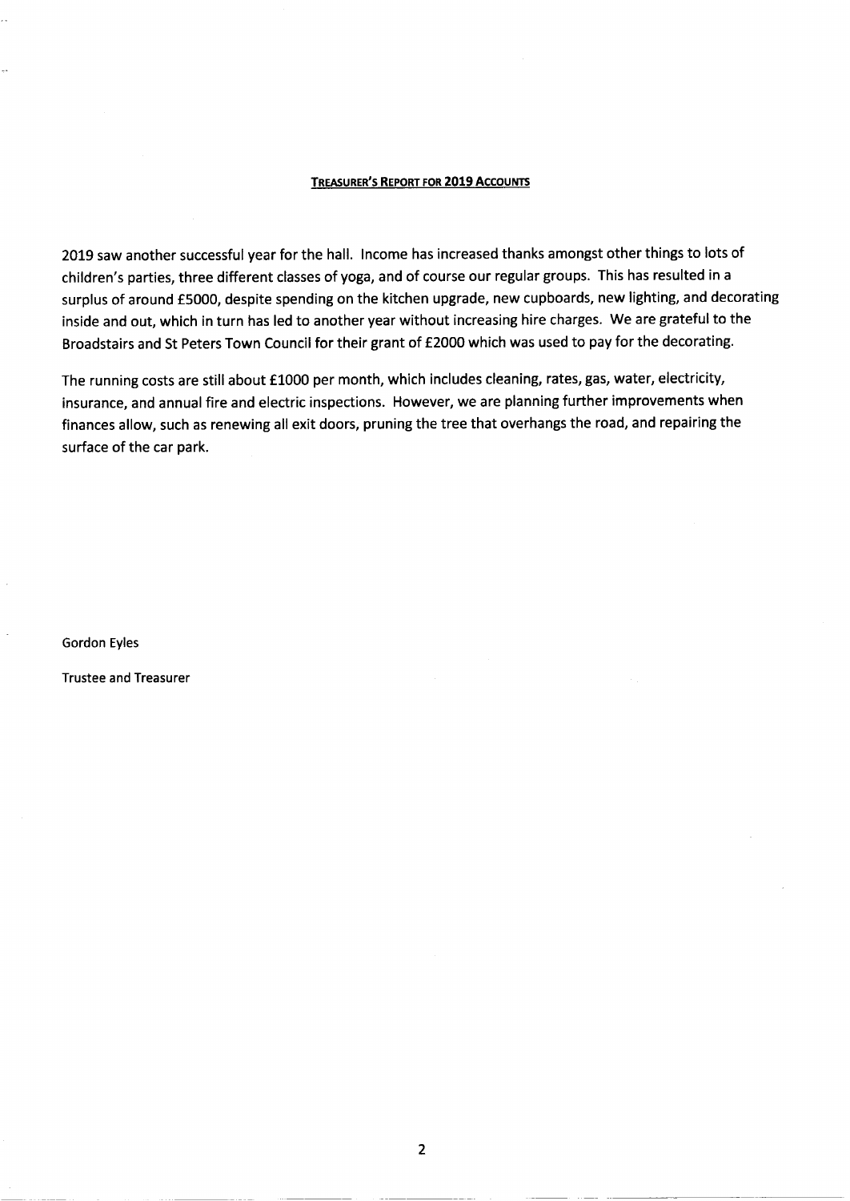## TREASURER'S REPORT FOR 2019 ACCOUNTS

2019 saw another successful year for the hall. Income has increased thanks amongst other things to lots of children's parties, three different classes of yoga, and of course our regular groups. This has resulted in a surplus of around £5000, despite spending on the kitchen upgrade, new cupboards, new lighting, and decorating inside and out, which in turn has led to another year without increasing hire charges. We are grateful to the Broadstairs and St Peters Town Council for their grant of £2000 which was used to pay for the decorating.

The running costs are still about £1000 per month, which includes cleaning, rates, gas, water, electricity, insurance, and annual fire and electric inspections. However, we are planning further improvements when finances allow, such as renewing all exit doors, pruning the tree that overhangs the road, and repairing the surface of the car park.

Gordon Eyles

Trustee and Treasurer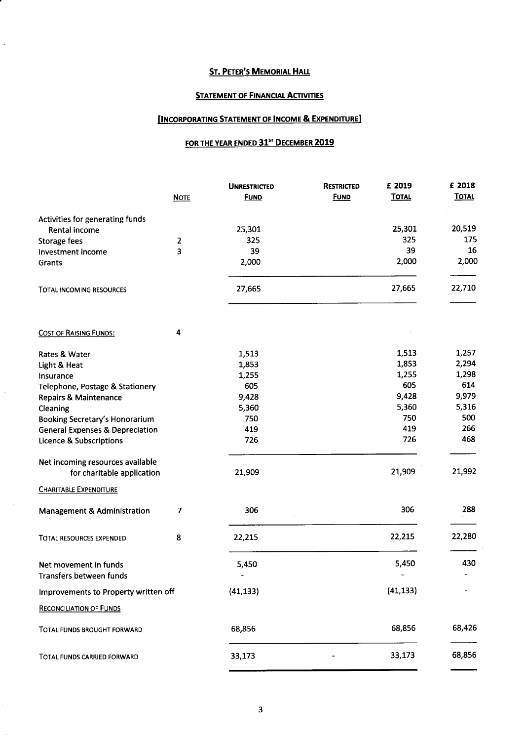# ST. PETER'S MEMORIAL HALL

## STATEMENT OF FINANCIAL ACTIVITIES

## [INCORPORATING STATEMENT OF INCOME & EXPENDITURE]

## FOR THE YEAR ENDED 31ST DECEMBER 2019

| | NOTE | UNRESTRICTED FUND | RESTRICTED FUND | £ 2019 TOTAL | £ 2018 TOTAL |
|---|---|---|---|---|---|
| Activities for generating funds | | | | | |
| Rental income | | 25,301 | | 25,301 | 20,519 |
| Storage fees | 2 | 325 | | 325 | 175 |
| Investment income | 3 | 39 | | 39 | 16 |
| Grants | | 2,000 | | 2,000 | 2,000 |
| TOTAL INCOMING RESOURCES | | 27,665 | | 27,665 | 22,710 |
| COST OF RAISING FUNDS: | 4 | | | | |
| Rates & Water | | 1,513 | | 1,513 | 1,257 |
| Light & Heat | | 1,853 | | 1,853 | 2,294 |
| Insurance | | 1,255 | | 1,255 | 1,298 |
| Telephone, Postage & Stationery | | 605 | | 605 | 614 |
| Repairs & Maintenance | | 9,428 | | 9,428 | 9,979 |
| Cleaning | | 5,360 | | 5,360 | 5,316 |
| Booking Secretary's Honorarium | | 750 | | 750 | 500 |
| General Expenses & Depreciation | | 419 | | 419 | 266 |
| Licence & Subscriptions | | 726 | | 726 | 468 |
| Net incoming resources available for charitable application | | 21,909 | | 21,909 | 21,992 |
| CHARITABLE EXPENDITURE | | | | | |
| Management & Administration | 7 | 306 | | 306 | 288 |
| TOTAL RESOURCES EXPENDED | 8 | 22,215 | | 22,215 | 22,280 |
| Net movement in funds | | 5,450 | | 5,450 | 430 |
| Transfers between funds | | - | | - | - |
| Improvements to Property written off | | (41,133) | | (41,133) | - |
| RECONCILIATION OF FUNDS | | | | | |
| TOTAL FUNDS BROUGHT FORWARD | | 68,856 | | 68,856 | 68,426 |
| TOTAL FUNDS CARRIED FORWARD | | 33,173 | - | 33,173 | 68,856 |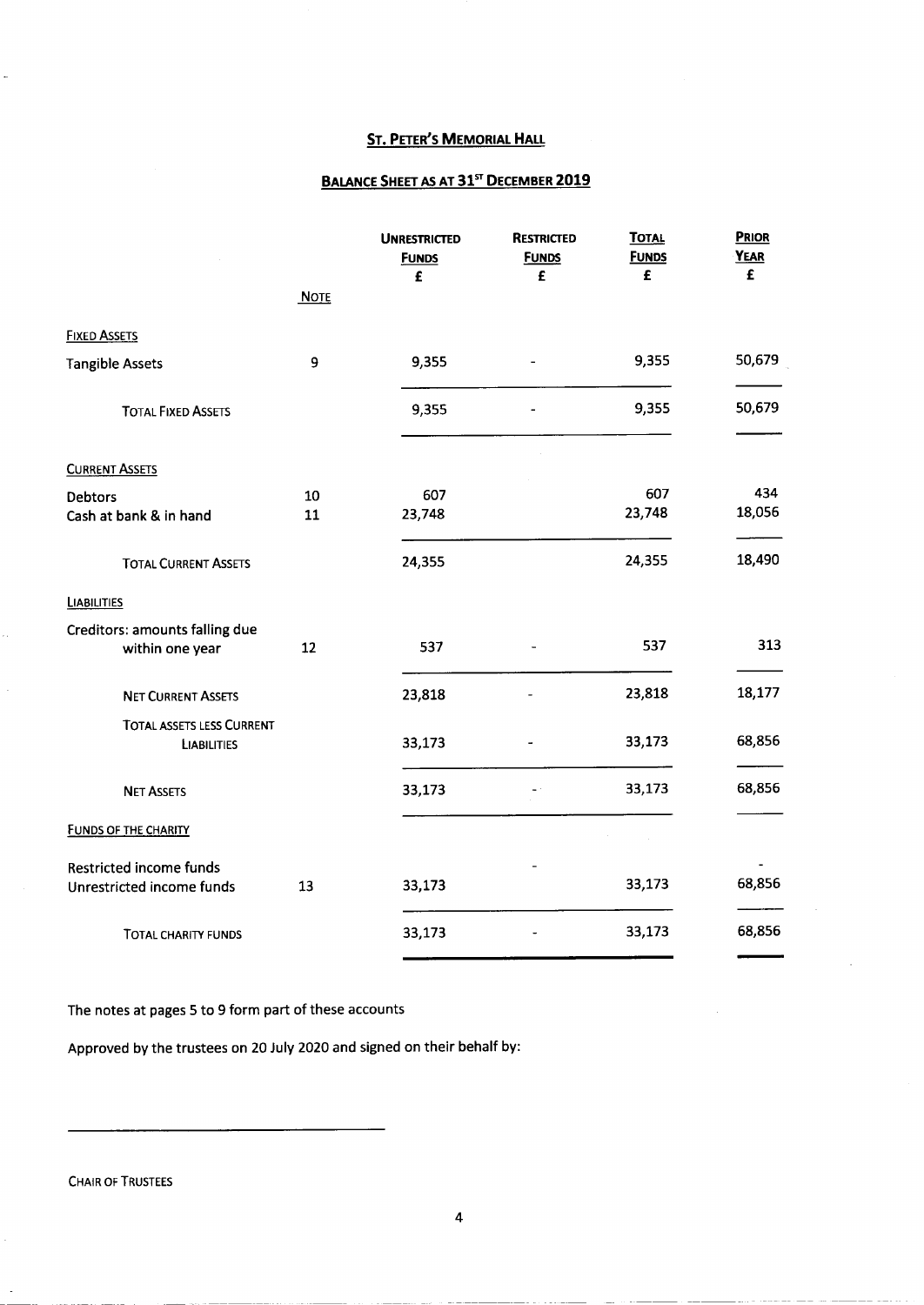# ST. PETER'S MEMORIAL HALL

## BALANCE SHEET AS AT 31ST DECEMBER 2019

| | NOTE | UNRESTRICTED FUNDS £ | RESTRICTED FUNDS £ | TOTAL FUNDS £ | PRIOR YEAR £ |
|---|---|---|---|---|---|
| **FIXED ASSETS** | | | | | |
| Tangible Assets | 9 | 9,355 | - | 9,355 | 50,679 |
| TOTAL FIXED ASSETS | | 9,355 | - | 9,355 | 50,679 |
| **CURRENT ASSETS** | | | | | |
| Debtors | 10 | 607 | | 607 | 434 |
| Cash at bank & in hand | 11 | 23,748 | | 23,748 | 18,056 |
| TOTAL CURRENT ASSETS | | 24,355 | | 24,355 | 18,490 |
| **LIABILITIES** | | | | | |
| Creditors: amounts falling due within one year | 12 | 537 | - | 537 | 313 |
| NET CURRENT ASSETS | | 23,818 | - | 23,818 | 18,177 |
| TOTAL ASSETS LESS CURRENT LIABILITIES | | 33,173 | - | 33,173 | 68,856 |
| NET ASSETS | | 33,173 | - | 33,173 | 68,856 |
| **FUNDS OF THE CHARITY** | | | | | |
| Restricted income funds | | | - | | - |
| Unrestricted income funds | 13 | 33,173 | | 33,173 | 68,856 |
| TOTAL CHARITY FUNDS | | 33,173 | - | 33,173 | 68,856 |

The notes at pages 5 to 9 form part of these accounts

Approved by the trustees on 20 July 2020 and signed on their behalf by:

CHAIR OF TRUSTEES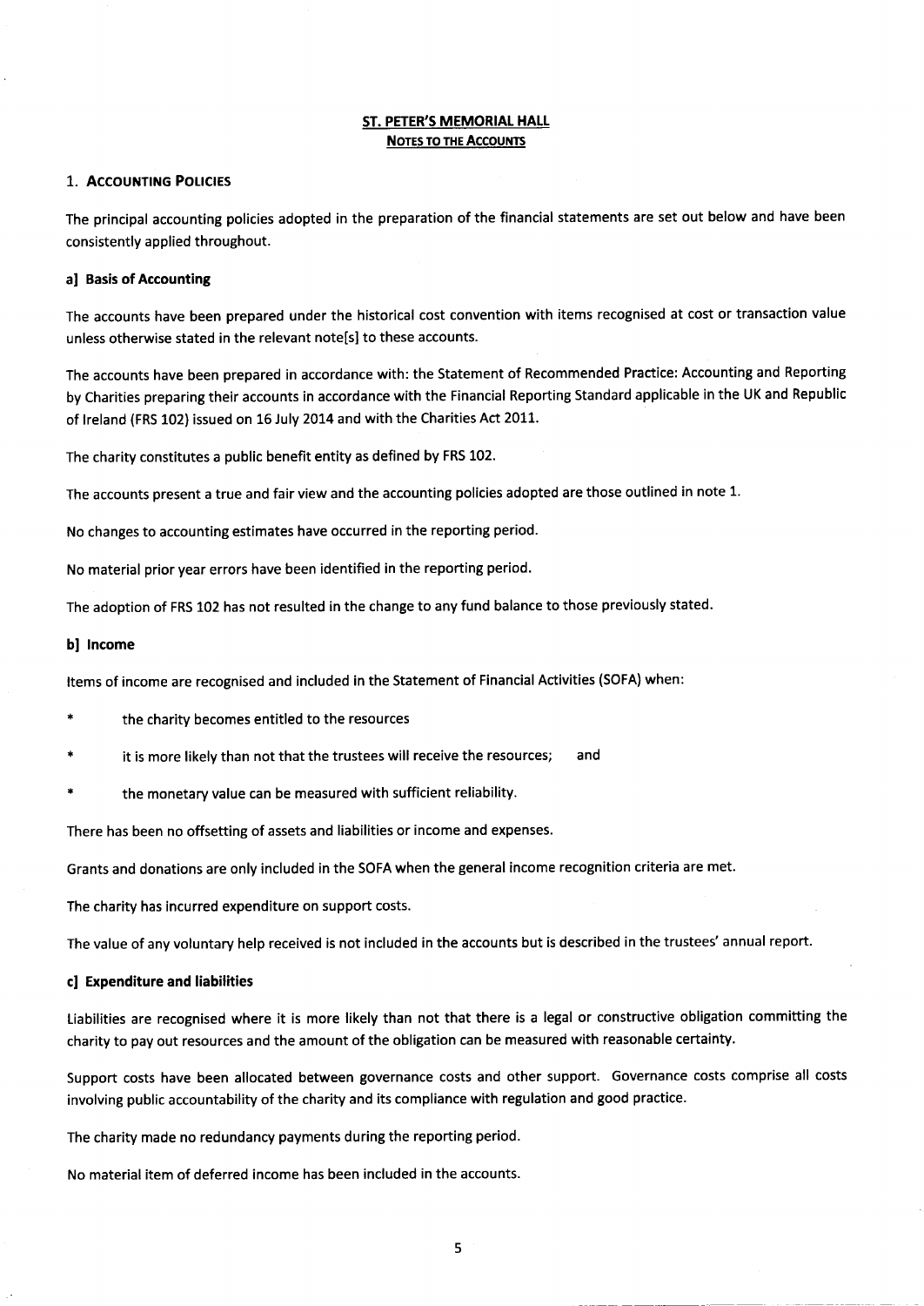# ST. PETER'S MEMORIAL HALL

## NOTES TO THE ACCOUNTS

### 1. ACCOUNTING POLICIES

The principal accounting policies adopted in the preparation of the financial statements are set out below and have been consistently applied throughout.

#### a] Basis of Accounting

The accounts have been prepared under the historical cost convention with items recognised at cost or transaction value unless otherwise stated in the relevant note[s] to these accounts.

The accounts have been prepared in accordance with: the Statement of Recommended Practice: Accounting and Reporting by Charities preparing their accounts in accordance with the Financial Reporting Standard applicable in the UK and Republic of Ireland (FRS 102) issued on 16 July 2014 and with the Charities Act 2011.

The charity constitutes a public benefit entity as defined by FRS 102.

The accounts present a true and fair view and the accounting policies adopted are those outlined in note 1.

No changes to accounting estimates have occurred in the reporting period.

No material prior year errors have been identified in the reporting period.

The adoption of FRS 102 has not resulted in the change to any fund balance to those previously stated.

#### b] Income

Items of income are recognised and included in the Statement of Financial Activities (SOFA) when:

* the charity becomes entitled to the resources
* it is more likely than not that the trustees will receive the resources; and
* the monetary value can be measured with sufficient reliability.

There has been no offsetting of assets and liabilities or income and expenses.

Grants and donations are only included in the SOFA when the general income recognition criteria are met.

The charity has incurred expenditure on support costs.

The value of any voluntary help received is not included in the accounts but is described in the trustees' annual report.

#### c] Expenditure and liabilities

Liabilities are recognised where it is more likely than not that there is a legal or constructive obligation committing the charity to pay out resources and the amount of the obligation can be measured with reasonable certainty.

Support costs have been allocated between governance costs and other support. Governance costs comprise all costs involving public accountability of the charity and its compliance with regulation and good practice.

The charity made no redundancy payments during the reporting period.

No material item of deferred income has been included in the accounts.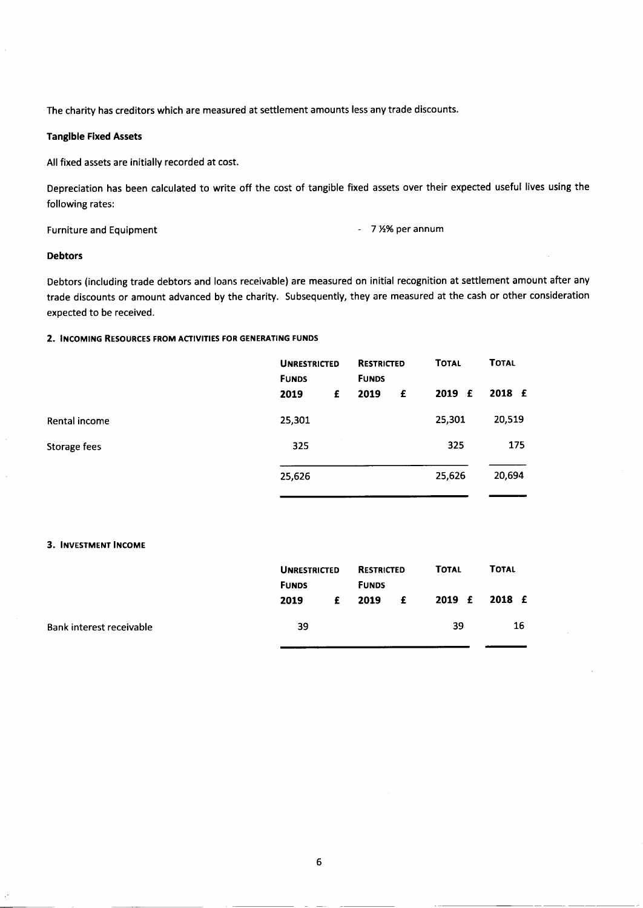The charity has creditors which are measured at settlement amounts less any trade discounts.

**Tangible Fixed Assets**

All fixed assets are initially recorded at cost.

Depreciation has been calculated to write off the cost of tangible fixed assets over their expected useful lives using the following rates:

Furniture and Equipment - 7 ½% per annum

**Debtors**

Debtors (including trade debtors and loans receivable) are measured on initial recognition at settlement amount after any trade discounts or amount advanced by the charity. Subsequently, they are measured at the cash or other consideration expected to be received.

**2. INCOMING RESOURCES FROM ACTIVITIES FOR GENERATING FUNDS**

| | UNRESTRICTED FUNDS 2019 £ | RESTRICTED FUNDS 2019 £ | TOTAL 2019 £ | TOTAL 2018 £ |
|---|---|---|---|---|
| Rental income | 25,301 | | 25,301 | 20,519 |
| Storage fees | 325 | | 325 | 175 |
| | 25,626 | | 25,626 | 20,694 |

**3. INVESTMENT INCOME**

| | UNRESTRICTED FUNDS 2019 £ | RESTRICTED FUNDS 2019 £ | TOTAL 2019 £ | TOTAL 2018 £ |
|---|---|---|---|---|
| Bank interest receivable | 39 | | 39 | 16 |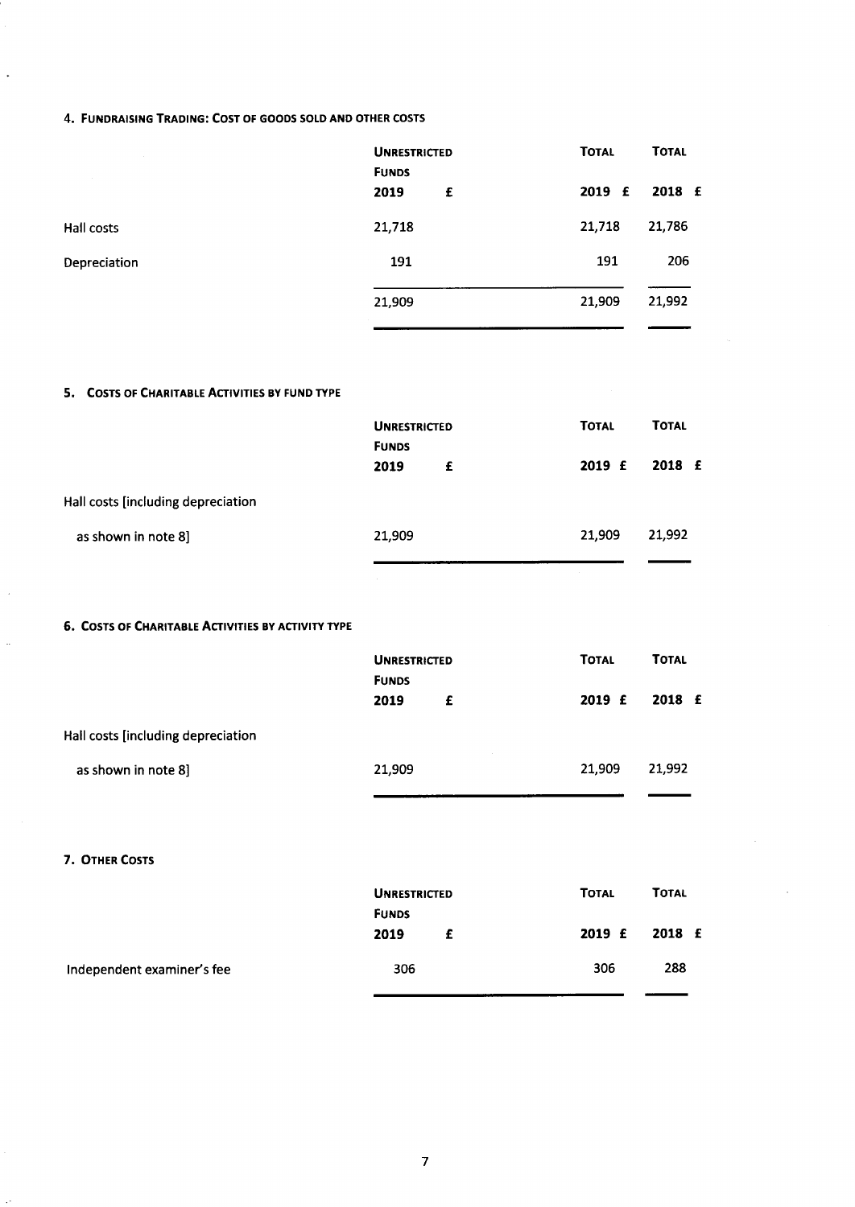#### 4. FUNDRAISING TRADING: COST OF GOODS SOLD AND OTHER COSTS

| | UNRESTRICTED FUNDS 2019 £ | TOTAL 2019 £ | TOTAL 2018 £ |
|---|---|---|---|
| Hall costs | 21,718 | 21,718 | 21,786 |
| Depreciation | 191 | 191 | 206 |
| | 21,909 | 21,909 | 21,992 |

#### 5. COSTS OF CHARITABLE ACTIVITIES BY FUND TYPE

| | UNRESTRICTED FUNDS 2019 £ | TOTAL 2019 £ | TOTAL 2018 £ |
|---|---|---|---|
| Hall costs [including depreciation as shown in note 8] | 21,909 | 21,909 | 21,992 |

#### 6. COSTS OF CHARITABLE ACTIVITIES BY ACTIVITY TYPE

| | UNRESTRICTED FUNDS 2019 £ | TOTAL 2019 £ | TOTAL 2018 £ |
|---|---|---|---|
| Hall costs [including depreciation as shown in note 8] | 21,909 | 21,909 | 21,992 |

#### 7. OTHER COSTS

| | UNRESTRICTED FUNDS 2019 £ | TOTAL 2019 £ | TOTAL 2018 £ |
|---|---|---|---|
| Independent examiner's fee | 306 | 306 | 288 |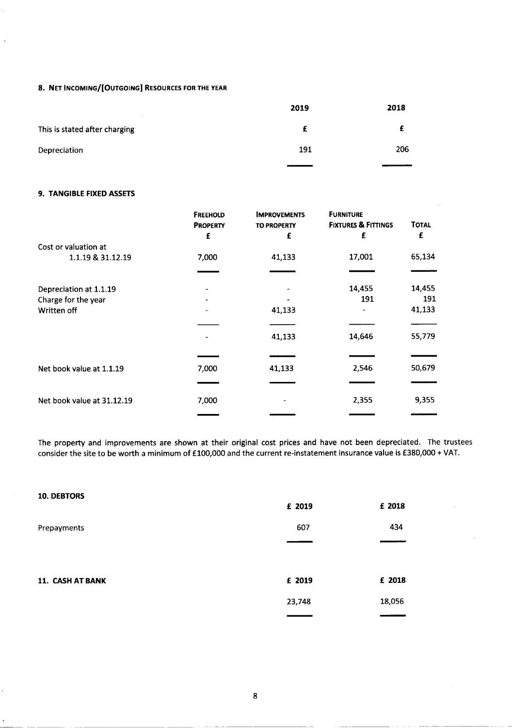### 8. NET INCOMING/[OUTGOING] RESOURCES FOR THE YEAR

| | 2019 | 2018 |
|---|---|---|
| This is stated after charging | £ | £ |
| Depreciation | 191 | 206 |

### 9. TANGIBLE FIXED ASSETS

| | FREEHOLD PROPERTY £ | IMPROVEMENTS TO PROPERTY £ | FURNITURE FIXTURES & FITTINGS £ | TOTAL £ |
|---|---|---|---|---|
| Cost or valuation at 1.1.19 & 31.12.19 | 7,000 | 41,133 | 17,001 | 65,134 |
| Depreciation at 1.1.19 | - | - | 14,455 | 14,455 |
| Charge for the year | - | - | 191 | 191 |
| Written off | - | 41,133 | - | 41,133 |
| | - | 41,133 | 14,646 | 55,779 |
| Net book value at 1.1.19 | 7,000 | 41,133 | 2,546 | 50,679 |
| Net book value at 31.12.19 | 7,000 | - | 2,355 | 9,355 |

The property and improvements are shown at their original cost prices and have not been depreciated. The trustees consider the site to be worth a minimum of £100,000 and the current re-instatement insurance value is £380,000 + VAT.

### 10. DEBTORS

| | £ 2019 | £ 2018 |
|---|---|---|
| Prepayments | 607 | 434 |

### 11. CASH AT BANK

| | £ 2019 | £ 2018 |
|---|---|---|
| | 23,748 | 18,056 |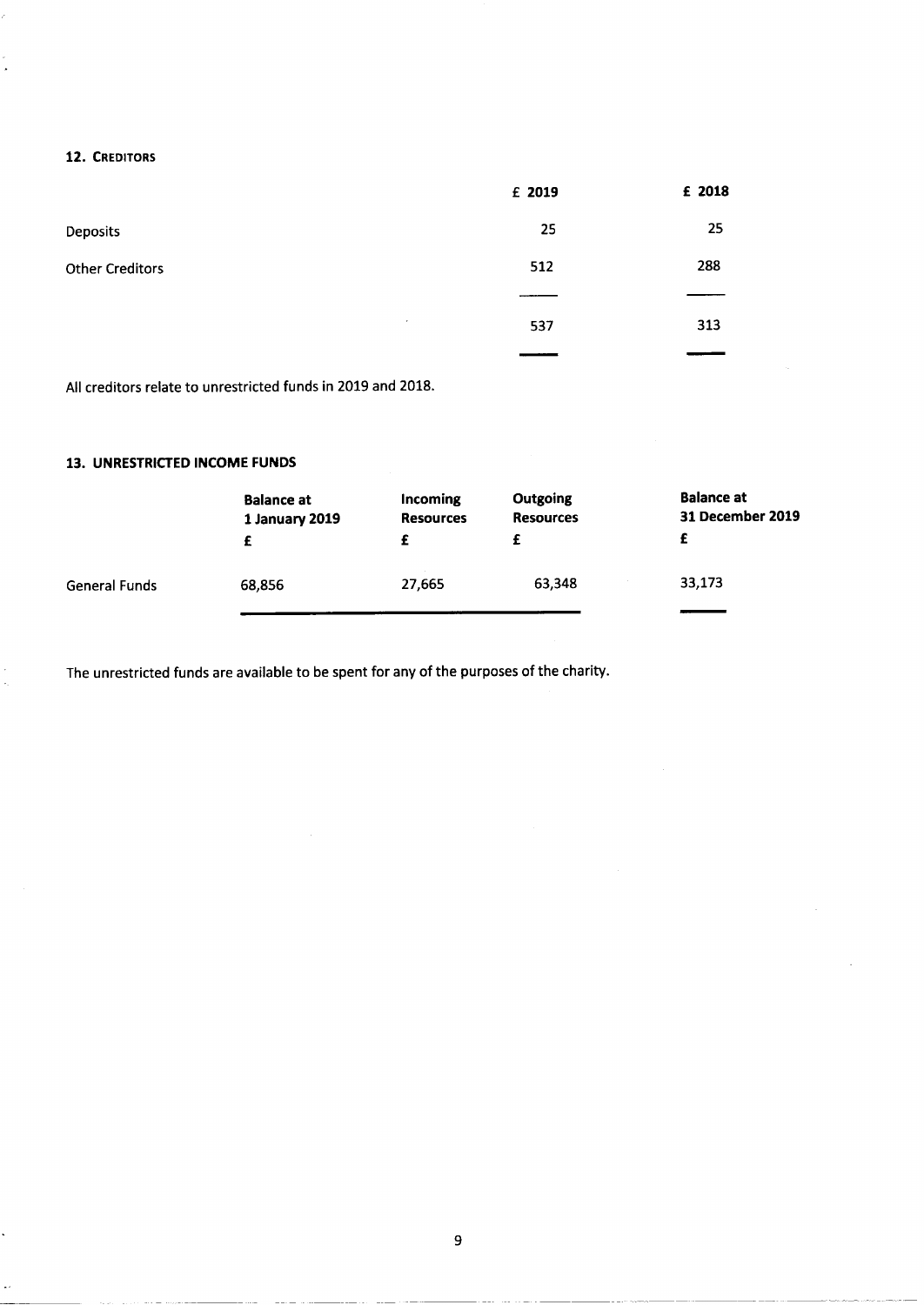## 12. CREDITORS

| | £ 2019 | £ 2018 |
|---|---|---|
| Deposits | 25 | 25 |
| Other Creditors | 512 | 288 |
| | 537 | 313 |

All creditors relate to unrestricted funds in 2019 and 2018.

## 13. UNRESTRICTED INCOME FUNDS

| | Balance at 1 January 2019 £ | Incoming Resources £ | Outgoing Resources £ | Balance at 31 December 2019 £ |
|---|---|---|---|---|
| General Funds | 68,856 | 27,665 | 63,348 | 33,173 |

The unrestricted funds are available to be spent for any of the purposes of the charity.